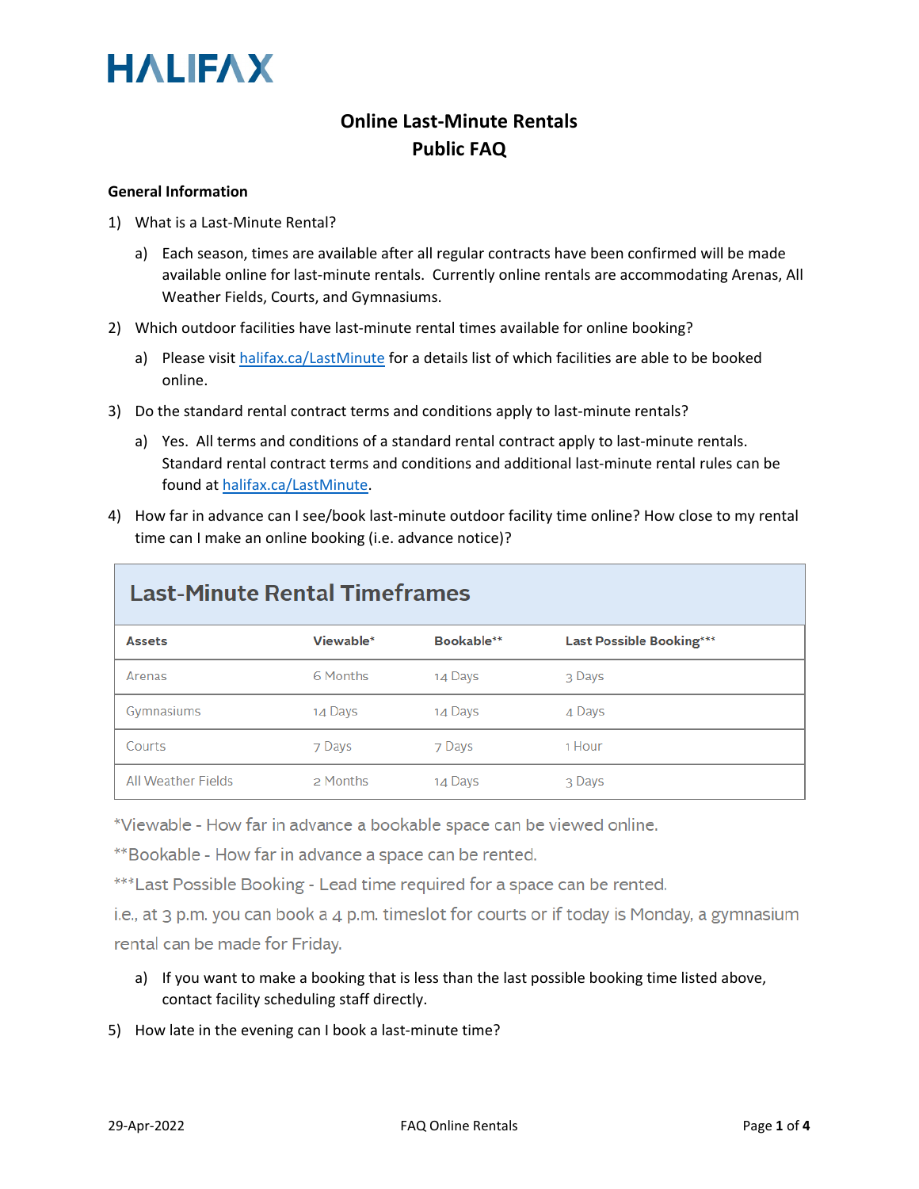# HALIFAX

## Online Last-Minute Rentals
## Public FAQ

**General Information**

1) What is a Last-Minute Rental?

   a) Each season, times are available after all regular contracts have been confirmed will be made available online for last-minute rentals. Currently online rentals are accommodating Arenas, All Weather Fields, Courts, and Gymnasiums.

2) Which outdoor facilities have last-minute rental times available for online booking?

   a) Please visit halifax.ca/LastMinute for a details list of which facilities are able to be booked online.

3) Do the standard rental contract terms and conditions apply to last-minute rentals?

   a) Yes. All terms and conditions of a standard rental contract apply to last-minute rentals. Standard rental contract terms and conditions and additional last-minute rental rules can be found at halifax.ca/LastMinute.

4) How far in advance can I see/book last-minute outdoor facility time online? How close to my rental time can I make an online booking (i.e. advance notice)?

**Last-Minute Rental Timeframes**

| Assets | Viewable* | Bookable** | Last Possible Booking*** |
|---|---|---|---|
| Arenas | 6 Months | 14 Days | 3 Days |
| Gymnasiums | 14 Days | 14 Days | 4 Days |
| Courts | 7 Days | 7 Days | 1 Hour |
| All Weather Fields | 2 Months | 14 Days | 3 Days |

*Viewable - How far in advance a bookable space can be viewed online.

**Bookable - How far in advance a space can be rented.

***Last Possible Booking - Lead time required for a space can be rented.

i.e., at 3 p.m. you can book a 4 p.m. timeslot for courts or if today is Monday, a gymnasium rental can be made for Friday.

   a) If you want to make a booking that is less than the last possible booking time listed above, contact facility scheduling staff directly.

5) How late in the evening can I book a last-minute time?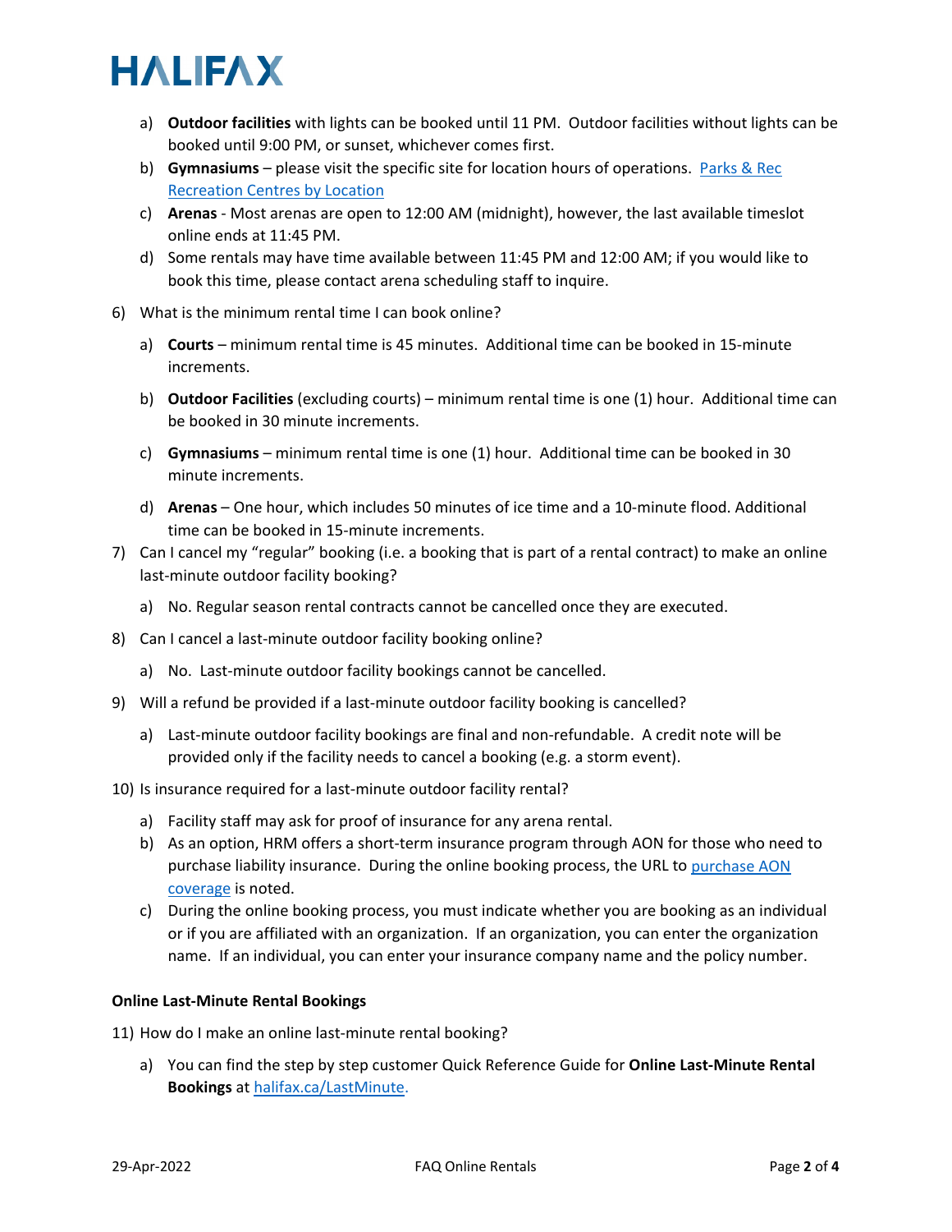a) **Outdoor facilities** with lights can be booked until 11 PM. Outdoor facilities without lights can be booked until 9:00 PM, or sunset, whichever comes first.
b) **Gymnasiums** – please visit the specific site for location hours of operations. [Parks & Rec Recreation Centres by Location]
c) **Arenas** - Most arenas are open to 12:00 AM (midnight), however, the last available timeslot online ends at 11:45 PM.
d) Some rentals may have time available between 11:45 PM and 12:00 AM; if you would like to book this time, please contact arena scheduling staff to inquire.

6) What is the minimum rental time I can book online?

   a) **Courts** – minimum rental time is 45 minutes. Additional time can be booked in 15-minute increments.

   b) **Outdoor Facilities** (excluding courts) – minimum rental time is one (1) hour. Additional time can be booked in 30 minute increments.

   c) **Gymnasiums** – minimum rental time is one (1) hour. Additional time can be booked in 30 minute increments.

   d) **Arenas** – One hour, which includes 50 minutes of ice time and a 10-minute flood. Additional time can be booked in 15-minute increments.

7) Can I cancel my "regular" booking (i.e. a booking that is part of a rental contract) to make an online last-minute outdoor facility booking?

   a) No. Regular season rental contracts cannot be cancelled once they are executed.

8) Can I cancel a last-minute outdoor facility booking online?

   a) No. Last-minute outdoor facility bookings cannot be cancelled.

9) Will a refund be provided if a last-minute outdoor facility booking is cancelled?

   a) Last-minute outdoor facility bookings are final and non-refundable. A credit note will be provided only if the facility needs to cancel a booking (e.g. a storm event).

10) Is insurance required for a last-minute outdoor facility rental?

   a) Facility staff may ask for proof of insurance for any arena rental.
   b) As an option, HRM offers a short-term insurance program through AON for those who need to purchase liability insurance. During the online booking process, the URL to [purchase AON coverage] is noted.
   c) During the online booking process, you must indicate whether you are booking as an individual or if you are affiliated with an organization. If an organization, you can enter the organization name. If an individual, you can enter your insurance company name and the policy number.

**Online Last-Minute Rental Bookings**

11) How do I make an online last-minute rental booking?

   a) You can find the step by step customer Quick Reference Guide for **Online Last-Minute Rental Bookings** at [halifax.ca/LastMinute.]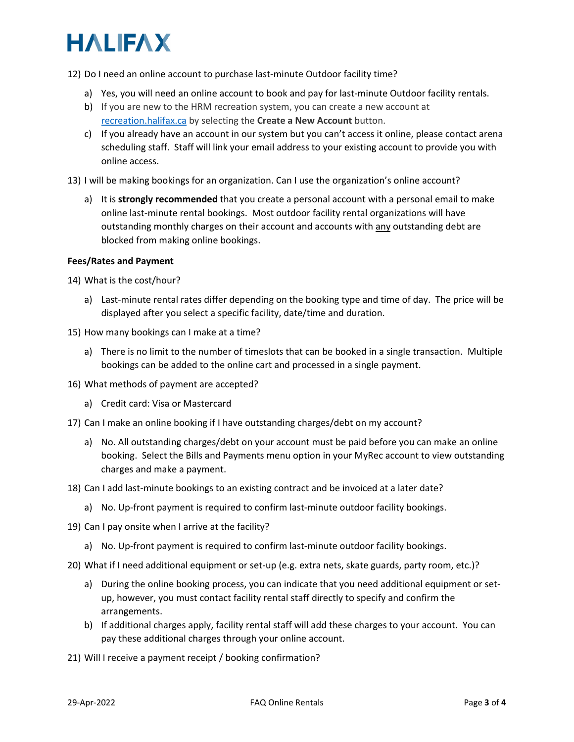12) Do I need an online account to purchase last-minute Outdoor facility time?

    a) Yes, you will need an online account to book and pay for last-minute Outdoor facility rentals.
    b) If you are new to the HRM recreation system, you can create a new account at [recreation.halifax.ca](recreation.halifax.ca) by selecting the **Create a New Account** button.
    c) If you already have an account in our system but you can't access it online, please contact arena scheduling staff. Staff will link your email address to your existing account to provide you with online access.

13) I will be making bookings for an organization. Can I use the organization's online account?

    a) It is **strongly recommended** that you create a personal account with a personal email to make online last-minute rental bookings. Most outdoor facility rental organizations will have outstanding monthly charges on their account and accounts with <u>any</u> outstanding debt are blocked from making online bookings.

**Fees/Rates and Payment**

14) What is the cost/hour?

    a) Last-minute rental rates differ depending on the booking type and time of day. The price will be displayed after you select a specific facility, date/time and duration.

15) How many bookings can I make at a time?

    a) There is no limit to the number of timeslots that can be booked in a single transaction. Multiple bookings can be added to the online cart and processed in a single payment.

16) What methods of payment are accepted?

    a) Credit card: Visa or Mastercard

17) Can I make an online booking if I have outstanding charges/debt on my account?

    a) No. All outstanding charges/debt on your account must be paid before you can make an online booking. Select the Bills and Payments menu option in your MyRec account to view outstanding charges and make a payment.

18) Can I add last-minute bookings to an existing contract and be invoiced at a later date?

    a) No. Up-front payment is required to confirm last-minute outdoor facility bookings.

19) Can I pay onsite when I arrive at the facility?

    a) No. Up-front payment is required to confirm last-minute outdoor facility bookings.

20) What if I need additional equipment or set-up (e.g. extra nets, skate guards, party room, etc.)?

    a) During the online booking process, you can indicate that you need additional equipment or set-up, however, you must contact facility rental staff directly to specify and confirm the arrangements.
    b) If additional charges apply, facility rental staff will add these charges to your account. You can pay these additional charges through your online account.

21) Will I receive a payment receipt / booking confirmation?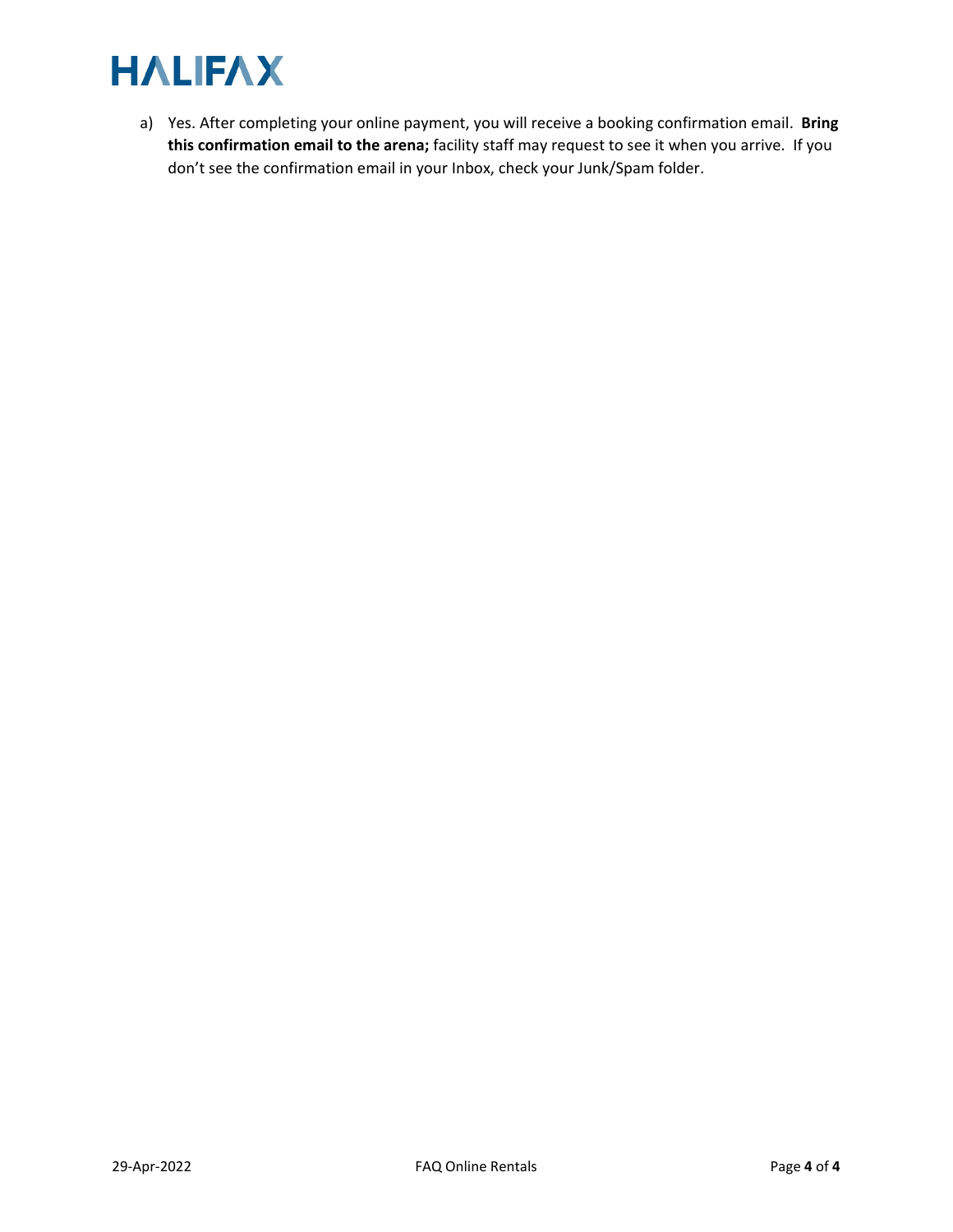a) Yes. After completing your online payment, you will receive a booking confirmation email. **Bring this confirmation email to the arena;** facility staff may request to see it when you arrive. If you don't see the confirmation email in your Inbox, check your Junk/Spam folder.